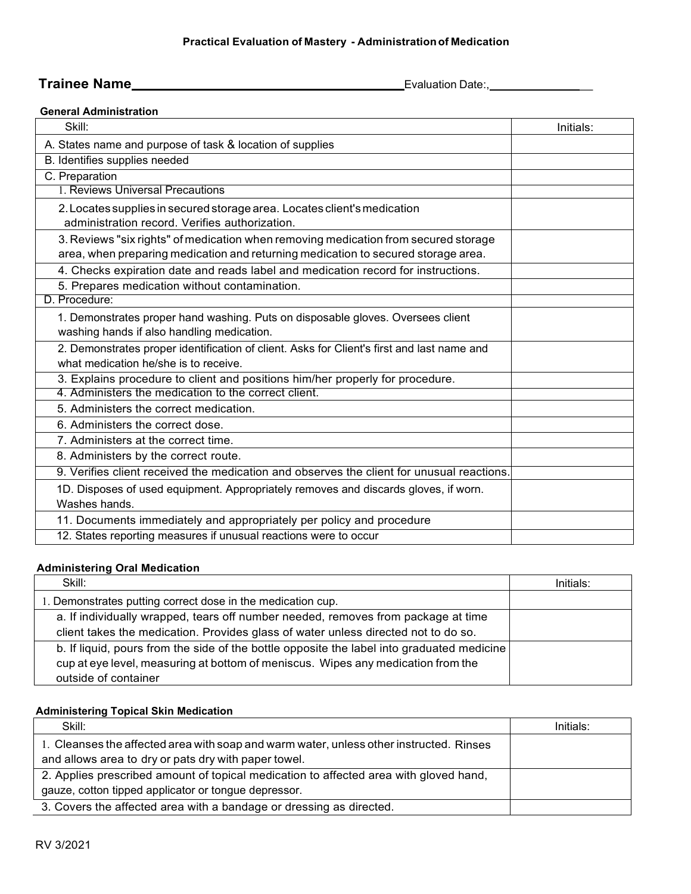## Practical Evaluation of Mastery - Administration of Medication

**Trainee Name**\_\_\_\_\_\_\_\_\_\_\_\_\_\_\_\_\_\_\_\_\_\_\_\_\_\_\_\_\_\_\_\_ Evaluation Date:,\_\_\_\_\_\_\_\_\_\_\_\_\_\_

### General Administration

| Skill: | Initials: |
|---|---|
| A. States name and purpose of task & location of supplies | |
| B. Identifies supplies needed | |
| C. Preparation | |
| 1. Reviews Universal Precautions | |
| 2. Locates supplies in secured storage area. Locates client's medication administration record. Verifies authorization. | |
| 3. Reviews "six rights" of medication when removing medication from secured storage area, when preparing medication and returning medication to secured storage area. | |
| 4. Checks expiration date and reads label and medication record for instructions. | |
| 5. Prepares medication without contamination. | |
| D. Procedure: | |
| 1. Demonstrates proper hand washing. Puts on disposable gloves. Oversees client washing hands if also handling medication. | |
| 2. Demonstrates proper identification of client. Asks for Client's first and last name and what medication he/she is to receive. | |
| 3. Explains procedure to client and positions him/her properly for procedure. | |
| 4. Administers the medication to the correct client. | |
| 5. Administers the correct medication. | |
| 6. Administers the correct dose. | |
| 7. Administers at the correct time. | |
| 8. Administers by the correct route. | |
| 9. Verifies client received the medication and observes the client for unusual reactions. | |
| 1D. Disposes of used equipment. Appropriately removes and discards gloves, if worn. Washes hands. | |
| 11. Documents immediately and appropriately per policy and procedure | |
| 12. States reporting measures if unusual reactions were to occur | |

### Administering Oral Medication

| Skill: | Initials: |
|---|---|
| 1. Demonstrates putting correct dose in the medication cup. | |
| a. If individually wrapped, tears off number needed, removes from package at time client takes the medication. Provides glass of water unless directed not to do so. | |
| b. If liquid, pours from the side of the bottle opposite the label into graduated medicine cup at eye level, measuring at bottom of meniscus. Wipes any medication from the outside of container | |

### Administering Topical Skin Medication

| Skill: | Initials: |
|---|---|
| 1. Cleanses the affected area with soap and warm water, unless other instructed. Rinses and allows area to dry or pats dry with paper towel. | |
| 2. Applies prescribed amount of topical medication to affected area with gloved hand, gauze, cotton tipped applicator or tongue depressor. | |
| 3. Covers the affected area with a bandage or dressing as directed. | |

RV 3/2021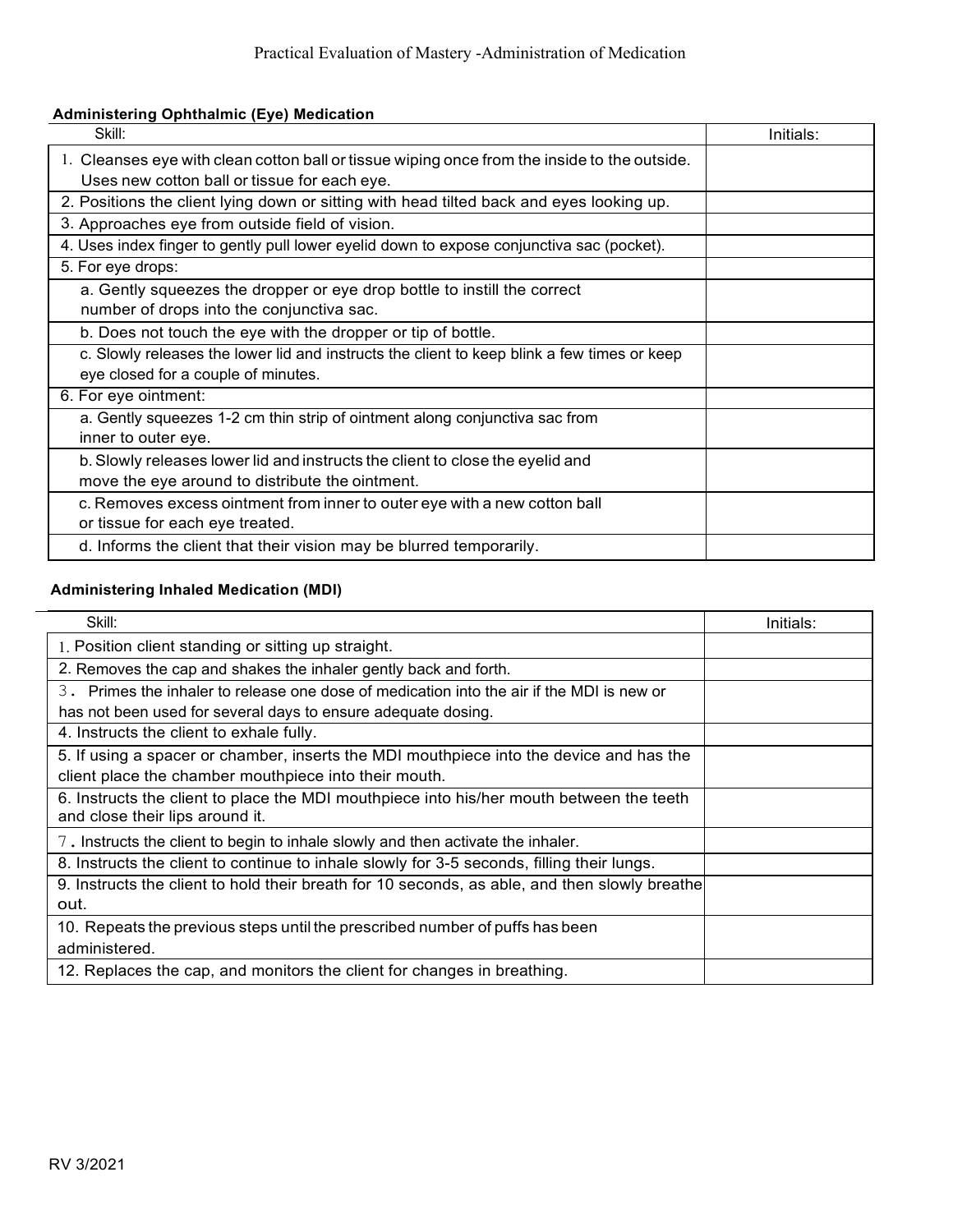# Practical Evaluation of Mastery -Administration of Medication

**Administering Ophthalmic (Eye) Medication**

| Skill: | Initials: |
|---|---|
| 1. Cleanses eye with clean cotton ball or tissue wiping once from the inside to the outside. Uses new cotton ball or tissue for each eye. | |
| 2. Positions the client lying down or sitting with head tilted back and eyes looking up. | |
| 3. Approaches eye from outside field of vision. | |
| 4. Uses index finger to gently pull lower eyelid down to expose conjunctiva sac (pocket). | |
| 5. For eye drops: | |
| a. Gently squeezes the dropper or eye drop bottle to instill the correct number of drops into the conjunctiva sac. | |
| b. Does not touch the eye with the dropper or tip of bottle. | |
| c. Slowly releases the lower lid and instructs the client to keep blink a few times or keep eye closed for a couple of minutes. | |
| 6. For eye ointment: | |
| a. Gently squeezes 1-2 cm thin strip of ointment along conjunctiva sac from inner to outer eye. | |
| b. Slowly releases lower lid and instructs the client to close the eyelid and move the eye around to distribute the ointment. | |
| c. Removes excess ointment from inner to outer eye with a new cotton ball or tissue for each eye treated. | |
| d. Informs the client that their vision may be blurred temporarily. | |

**Administering Inhaled Medication (MDI)**

| Skill: | Initials: |
|---|---|
| 1. Position client standing or sitting up straight. | |
| 2. Removes the cap and shakes the inhaler gently back and forth. | |
| 3. Primes the inhaler to release one dose of medication into the air if the MDI is new or has not been used for several days to ensure adequate dosing. | |
| 4. Instructs the client to exhale fully. | |
| 5. If using a spacer or chamber, inserts the MDI mouthpiece into the device and has the client place the chamber mouthpiece into their mouth. | |
| 6. Instructs the client to place the MDI mouthpiece into his/her mouth between the teeth and close their lips around it. | |
| 7. Instructs the client to begin to inhale slowly and then activate the inhaler. | |
| 8. Instructs the client to continue to inhale slowly for 3-5 seconds, filling their lungs. | |
| 9. Instructs the client to hold their breath for 10 seconds, as able, and then slowly breathe out. | |
| 10. Repeats the previous steps until the prescribed number of puffs has been administered. | |
| 12. Replaces the cap, and monitors the client for changes in breathing. | |

RV 3/2021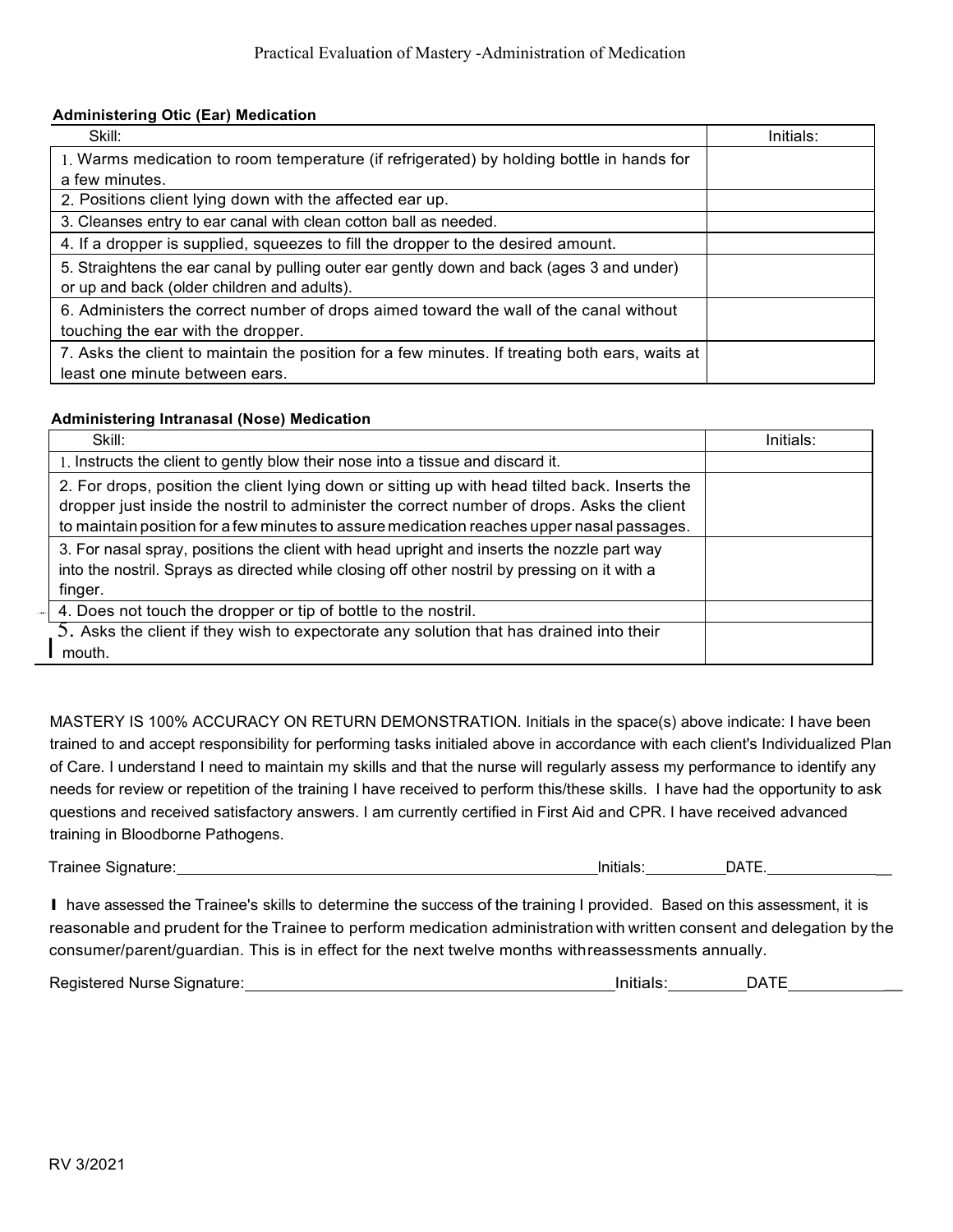Practical Evaluation of Mastery -Administration of Medication

**Administering Otic (Ear) Medication**

| Skill: | Initials: |
|---|---|
| 1. Warms medication to room temperature (if refrigerated) by holding bottle in hands for a few minutes. | |
| 2. Positions client lying down with the affected ear up. | |
| 3. Cleanses entry to ear canal with clean cotton ball as needed. | |
| 4. If a dropper is supplied, squeezes to fill the dropper to the desired amount. | |
| 5. Straightens the ear canal by pulling outer ear gently down and back (ages 3 and under) or up and back (older children and adults). | |
| 6. Administers the correct number of drops aimed toward the wall of the canal without touching the ear with the dropper. | |
| 7. Asks the client to maintain the position for a few minutes. If treating both ears, waits at least one minute between ears. | |

**Administering Intranasal (Nose) Medication**

| Skill: | Initials: |
|---|---|
| 1. Instructs the client to gently blow their nose into a tissue and discard it. | |
| 2. For drops, position the client lying down or sitting up with head tilted back. Inserts the dropper just inside the nostril to administer the correct number of drops. Asks the client to maintain position for a few minutes to assure medication reaches upper nasal passages. | |
| 3. For nasal spray, positions the client with head upright and inserts the nozzle part way into the nostril. Sprays as directed while closing off other nostril by pressing on it with a finger. | |
| 4. Does not touch the dropper or tip of bottle to the nostril. | |
| 5. Asks the client if they wish to expectorate any solution that has drained into their mouth. | |

MASTERY IS 100% ACCURACY ON RETURN DEMONSTRATION. Initials in the space(s) above indicate: I have been trained to and accept responsibility for performing tasks initialed above in accordance with each client's Individualized Plan of Care. I understand I need to maintain my skills and that the nurse will regularly assess my performance to identify any needs for review or repetition of the training I have received to perform this/these skills. I have had the opportunity to ask questions and received satisfactory answers. I am currently certified in First Aid and CPR. I have received advanced training in Bloodborne Pathogens.

Trainee Signature:______________________________ Initials:__________ DATE.______________

I have assessed the Trainee's skills to determine the success of the training I provided. Based on this assessment, it is reasonable and prudent for the Trainee to perform medication administration with written consent and delegation by the consumer/parent/guardian. This is in effect for the next twelve months withreassessments annually.

Registered Nurse Signature:______________________________ Initials:__________ DATE______________

RV 3/2021